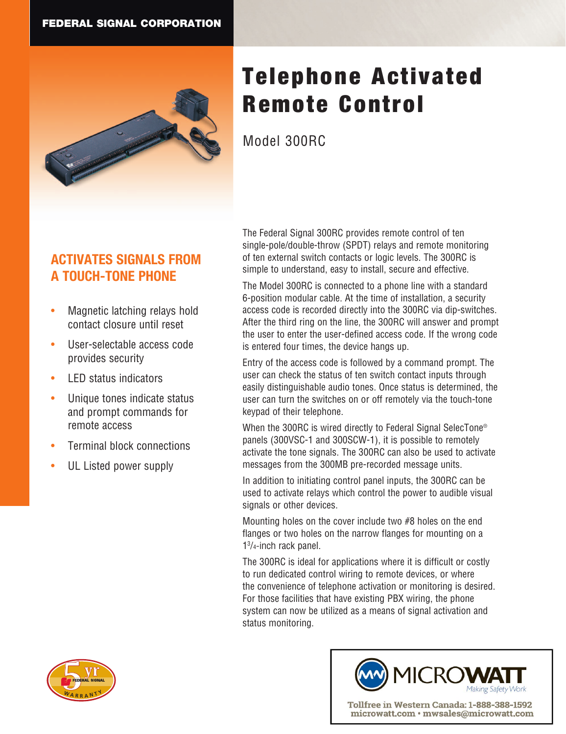FEDERAL SIGNAL CORPORATION

# Telephone Activated Remote Control

Model 300RC

## ACTIVATES SIGNALS FROM A TOUCH-TONE PHONE

- Magnetic latching relays hold contact closure until reset
- User-selectable access code provides security
- LED status indicators
- Unique tones indicate status and prompt commands for remote access
- Terminal block connections
- UL Listed power supply

The Federal Signal 300RC provides remote control of ten single-pole/double-throw (SPDT) relays and remote monitoring of ten external switch contacts or logic levels. The 300RC is simple to understand, easy to install, secure and effective.

The Model 300RC is connected to a phone line with a standard 6-position modular cable. At the time of installation, a security access code is recorded directly into the 300RC via dip-switches. After the third ring on the line, the 300RC will answer and prompt the user to enter the user-defined access code. If the wrong code is entered four times, the device hangs up.

Entry of the access code is followed by a command prompt. The user can check the status of ten switch contact inputs through easily distinguishable audio tones. Once status is determined, the user can turn the switches on or off remotely via the touch-tone keypad of their telephone.

When the 300RC is wired directly to Federal Signal SelecTone® panels (300VSC-1 and 300SCW-1), it is possible to remotely activate the tone signals. The 300RC can also be used to activate messages from the 300MB pre-recorded message units.

In addition to initiating control panel inputs, the 300RC can be used to activate relays which control the power to audible visual signals or other devices.

Mounting holes on the cover include two #8 holes on the end flanges or two holes on the narrow flanges for mounting on a 1³/₄-inch rack panel.

The 300RC is ideal for applications where it is difficult or costly to run dedicated control wiring to remote devices, or where the convenience of telephone activation or monitoring is desired. For those facilities that have existing PBX wiring, the phone system can now be utilized as a means of signal activation and status monitoring.

5 yr FEDERAL SIGNAL WARRANTY

MICROWATT
Making Safety Work

Tollfree in Western Canada: 1-888-388-1592
microwatt.com • mwsales@microwatt.com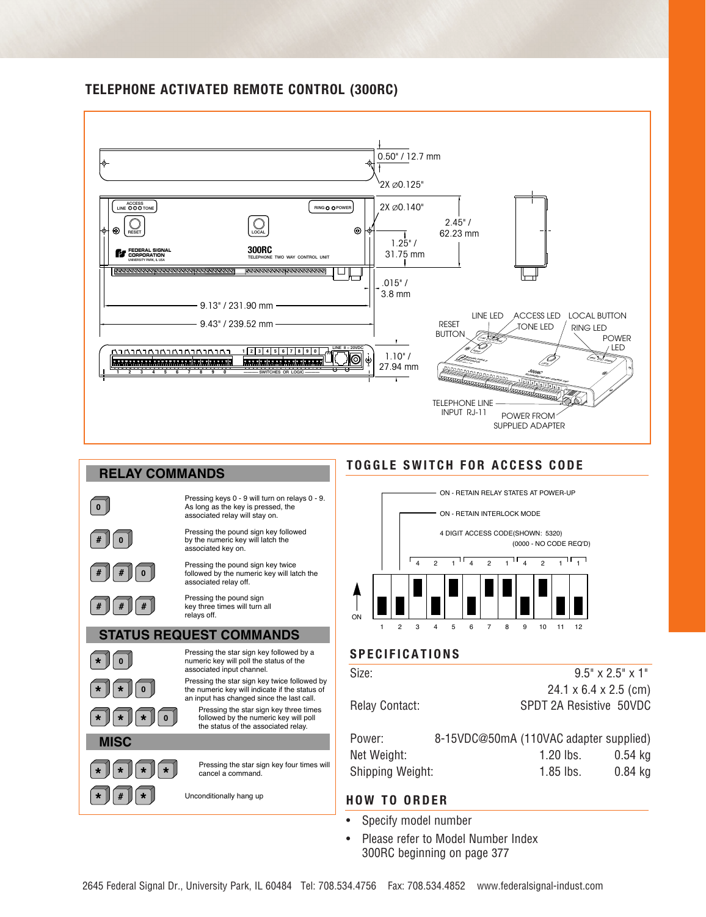## TELEPHONE ACTIVATED REMOTE CONTROL (300RC)

0.50" / 12.7 mm

2X ⌀0.125"

2X ⌀0.140"

2.45" / 62.23 mm

1.25" / 31.75 mm

.015" / 3.8 mm

9.13" / 231.90 mm

9.43" / 239.52 mm

1.10" / 27.94 mm

RESET BUTTON

LINE LED

ACCESS LED

TONE LED

LOCAL BUTTON

RING LED

POWER LED

TELEPHONE LINE INPUT RJ-11

POWER FROM SUPPLIED ADAPTER

### RELAY COMMANDS

| | |
|---|---|
| 0 | Pressing keys 0 - 9 will turn on relays 0 - 9. As long as the key is pressed, the associated relay will stay on. |
| # 0 | Pressing the pound sign key followed by the numeric key will latch the associated key on. |
| # # 0 | Pressing the pound sign key twice followed by the numeric key will latch the associated relay off. |
| # # # | Pressing the pound sign key three times will turn all relays off. |

### STATUS REQUEST COMMANDS

| | |
|---|---|
| * 0 | Pressing the star sign key followed by a numeric key will poll the status of the associated input channel. |
| * * 0 | Pressing the star sign key twice followed by the numeric key will indicate if the status of an input has changed since the last call. |
| * * * 0 | Pressing the star sign key three times followed by the numeric key will poll the status of the associated relay. |

### MISC

| | |
|---|---|
| * * * * | Pressing the star sign key four times will cancel a command. |
| * # * | Unconditionally hang up |

## TOGGLE SWITCH FOR ACCESS CODE

ON - RETAIN RELAY STATES AT POWER-UP

ON - RETAIN INTERLOCK MODE

4 DIGIT ACCESS CODE(SHOWN: 5320)

(0000 - NO CODE REQ'D)

4 2 1 4 2 1 4 2 1 1

ON

1 2 3 4 5 6 7 8 9 10 11 12

## SPECIFICATIONS

| | | |
|---|---|---|
| Size: | 9.5" x 2.5" x 1" | |
| | 24.1 x 6.4 x 2.5 (cm) | |
| Relay Contact: | SPDT 2A Resistive 50VDC | |
| Power: | 8-15VDC@50mA (110VAC adapter supplied) | |
| Net Weight: | 1.20 lbs. | 0.54 kg |
| Shipping Weight: | 1.85 lbs. | 0.84 kg |

## HOW TO ORDER

- Specify model number
- Please refer to Model Number Index 300RC beginning on page 377

2645 Federal Signal Dr., University Park, IL 60484 Tel: 708.534.4756 Fax: 708.534.4852 www.federalsignal-indust.com